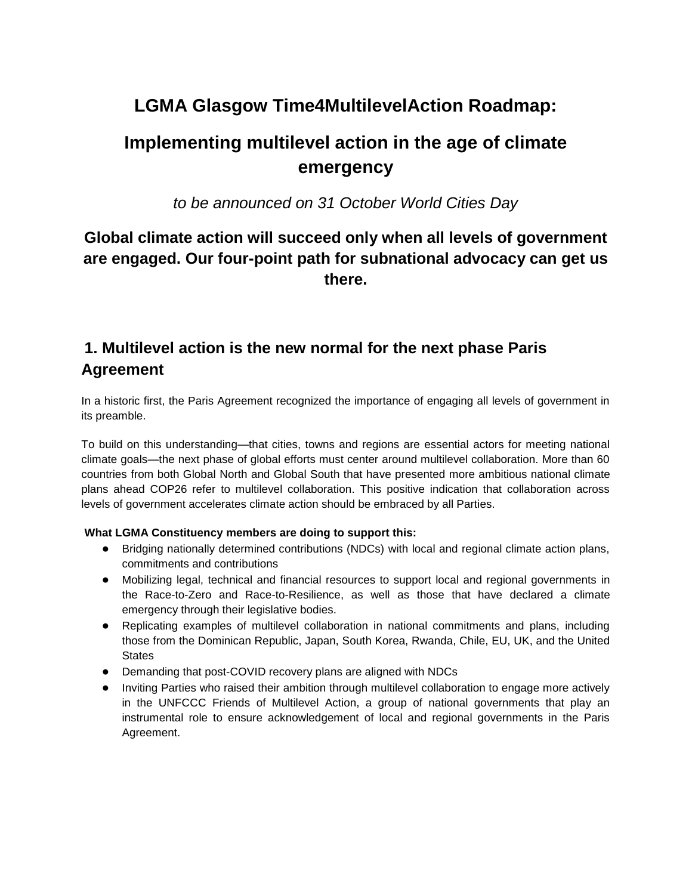# LGMA Glasgow Time4MultilevelAction Roadmap:

# Implementing multilevel action in the age of climate emergency

*to be announced on 31 October World Cities Day*

### Global climate action will succeed only when all levels of government are engaged. Our four-point path for subnational advocacy can get us there.

## 1. Multilevel action is the new normal for the next phase Paris Agreement

In a historic first, the Paris Agreement recognized the importance of engaging all levels of government in its preamble.

To build on this understanding—that cities, towns and regions are essential actors for meeting national climate goals—the next phase of global efforts must center around multilevel collaboration. More than 60 countries from both Global North and Global South that have presented more ambitious national climate plans ahead COP26 refer to multilevel collaboration. This positive indication that collaboration across levels of government accelerates climate action should be embraced by all Parties.

**What LGMA Constituency members are doing to support this:**

- Bridging nationally determined contributions (NDCs) with local and regional climate action plans, commitments and contributions
- Mobilizing legal, technical and financial resources to support local and regional governments in the Race-to-Zero and Race-to-Resilience, as well as those that have declared a climate emergency through their legislative bodies.
- Replicating examples of multilevel collaboration in national commitments and plans, including those from the Dominican Republic, Japan, South Korea, Rwanda, Chile, EU, UK, and the United States
- Demanding that post-COVID recovery plans are aligned with NDCs
- Inviting Parties who raised their ambition through multilevel collaboration to engage more actively in the UNFCCC Friends of Multilevel Action, a group of national governments that play an instrumental role to ensure acknowledgement of local and regional governments in the Paris Agreement.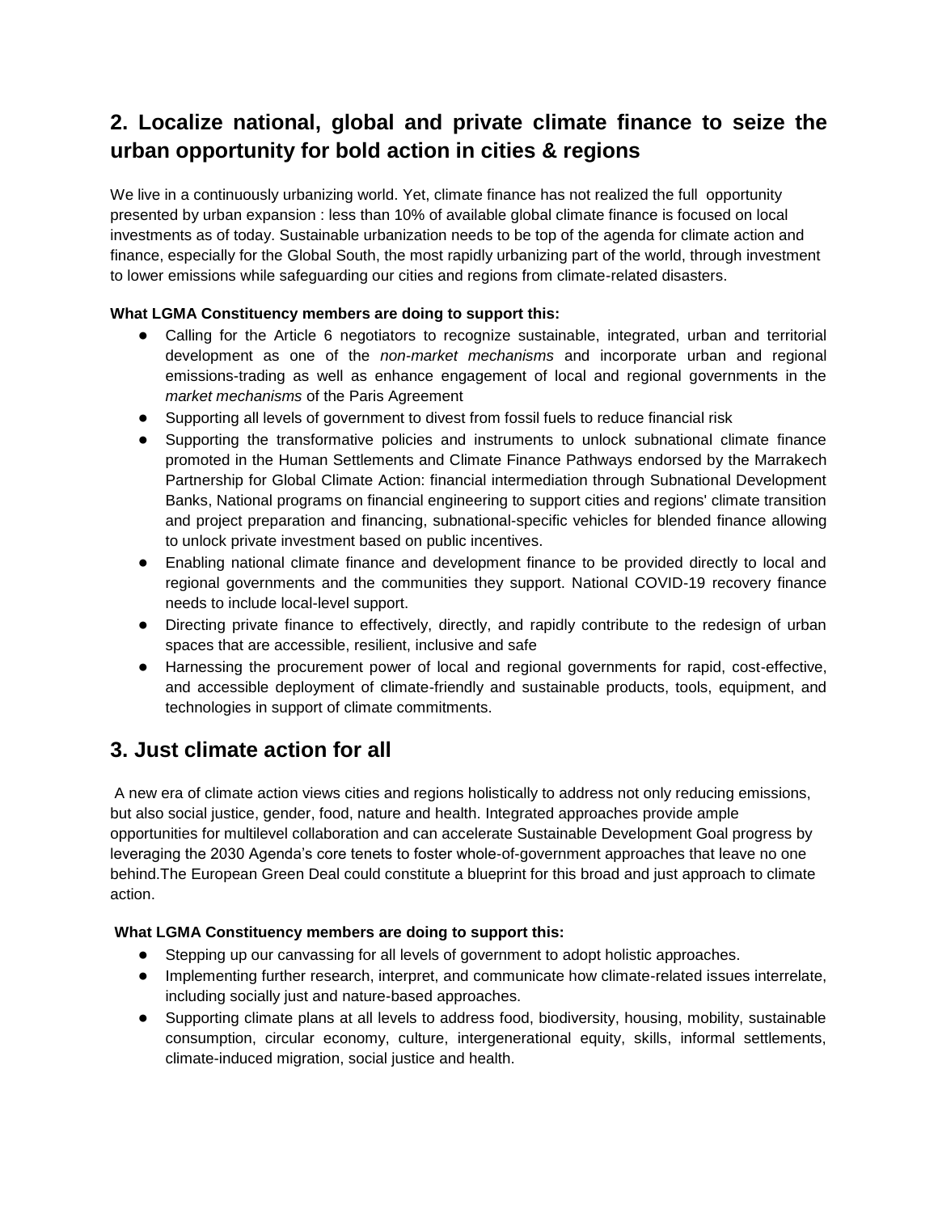## 2. Localize national, global and private climate finance to seize the urban opportunity for bold action in cities & regions

We live in a continuously urbanizing world. Yet, climate finance has not realized the full opportunity presented by urban expansion : less than 10% of available global climate finance is focused on local investments as of today. Sustainable urbanization needs to be top of the agenda for climate action and finance, especially for the Global South, the most rapidly urbanizing part of the world, through investment to lower emissions while safeguarding our cities and regions from climate-related disasters.

**What LGMA Constituency members are doing to support this:**

- Calling for the Article 6 negotiators to recognize sustainable, integrated, urban and territorial development as one of the *non-market mechanisms* and incorporate urban and regional emissions-trading as well as enhance engagement of local and regional governments in the *market mechanisms* of the Paris Agreement
- Supporting all levels of government to divest from fossil fuels to reduce financial risk
- Supporting the transformative policies and instruments to unlock subnational climate finance promoted in the Human Settlements and Climate Finance Pathways endorsed by the Marrakech Partnership for Global Climate Action: financial intermediation through Subnational Development Banks, National programs on financial engineering to support cities and regions' climate transition and project preparation and financing, subnational-specific vehicles for blended finance allowing to unlock private investment based on public incentives.
- Enabling national climate finance and development finance to be provided directly to local and regional governments and the communities they support. National COVID-19 recovery finance needs to include local-level support.
- Directing private finance to effectively, directly, and rapidly contribute to the redesign of urban spaces that are accessible, resilient, inclusive and safe
- Harnessing the procurement power of local and regional governments for rapid, cost-effective, and accessible deployment of climate-friendly and sustainable products, tools, equipment, and technologies in support of climate commitments.

## 3. Just climate action for all

A new era of climate action views cities and regions holistically to address not only reducing emissions, but also social justice, gender, food, nature and health. Integrated approaches provide ample opportunities for multilevel collaboration and can accelerate Sustainable Development Goal progress by leveraging the 2030 Agenda's core tenets to foster whole-of-government approaches that leave no one behind.The European Green Deal could constitute a blueprint for this broad and just approach to climate action.

**What LGMA Constituency members are doing to support this:**

- Stepping up our canvassing for all levels of government to adopt holistic approaches.
- Implementing further research, interpret, and communicate how climate-related issues interrelate, including socially just and nature-based approaches.
- Supporting climate plans at all levels to address food, biodiversity, housing, mobility, sustainable consumption, circular economy, culture, intergenerational equity, skills, informal settlements, climate-induced migration, social justice and health.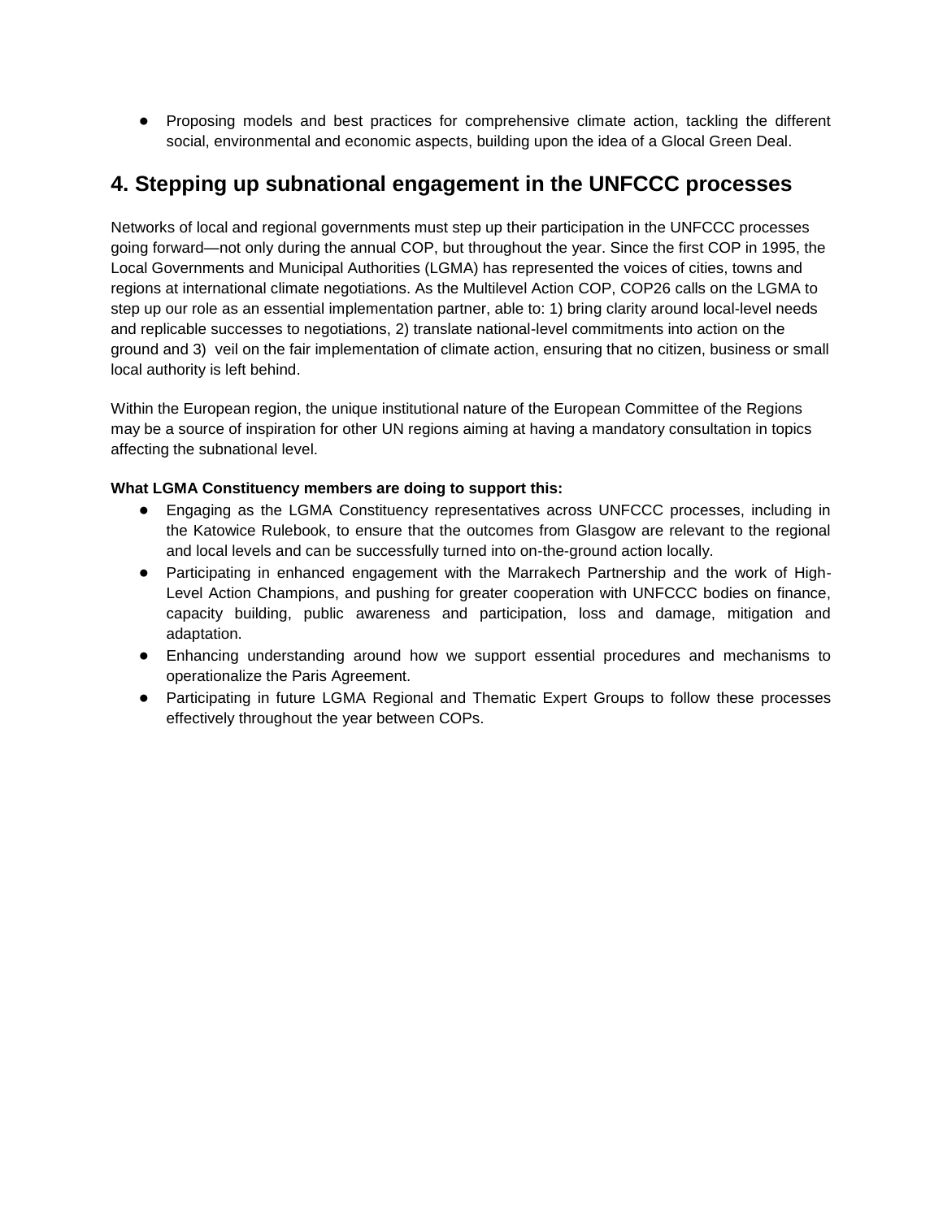- Proposing models and best practices for comprehensive climate action, tackling the different social, environmental and economic aspects, building upon the idea of a Glocal Green Deal.

## 4. Stepping up subnational engagement in the UNFCCC processes

Networks of local and regional governments must step up their participation in the UNFCCC processes going forward—not only during the annual COP, but throughout the year. Since the first COP in 1995, the Local Governments and Municipal Authorities (LGMA) has represented the voices of cities, towns and regions at international climate negotiations. As the Multilevel Action COP, COP26 calls on the LGMA to step up our role as an essential implementation partner, able to: 1) bring clarity around local-level needs and replicable successes to negotiations, 2) translate national-level commitments into action on the ground and 3) veil on the fair implementation of climate action, ensuring that no citizen, business or small local authority is left behind.

Within the European region, the unique institutional nature of the European Committee of the Regions may be a source of inspiration for other UN regions aiming at having a mandatory consultation in topics affecting the subnational level.

**What LGMA Constituency members are doing to support this:**

- Engaging as the LGMA Constituency representatives across UNFCCC processes, including in the Katowice Rulebook, to ensure that the outcomes from Glasgow are relevant to the regional and local levels and can be successfully turned into on-the-ground action locally.
- Participating in enhanced engagement with the Marrakech Partnership and the work of High-Level Action Champions, and pushing for greater cooperation with UNFCCC bodies on finance, capacity building, public awareness and participation, loss and damage, mitigation and adaptation.
- Enhancing understanding around how we support essential procedures and mechanisms to operationalize the Paris Agreement.
- Participating in future LGMA Regional and Thematic Expert Groups to follow these processes effectively throughout the year between COPs.